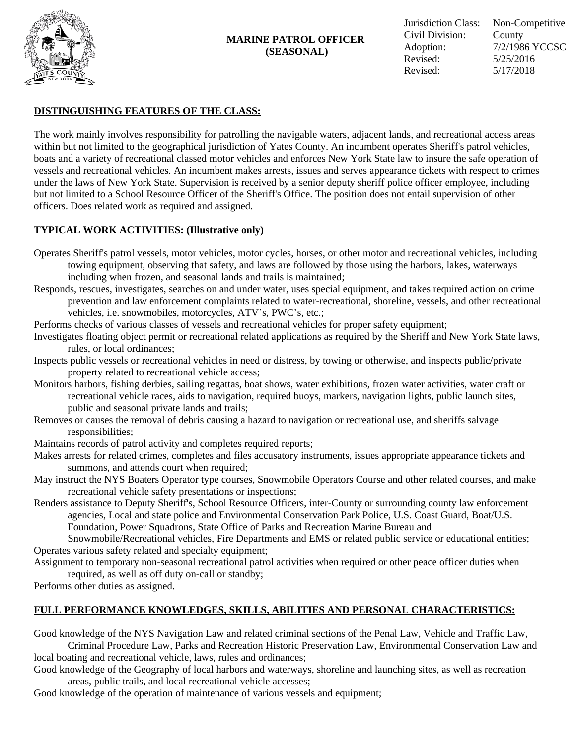# MARINE PATROL OFFICER (SEASONAL)

| | |
|---|---|
| Jurisdiction Class: | Non-Competitive |
| Civil Division: | County |
| Adoption: | 7/2/1986 YCCSC |
| Revised: | 5/25/2016 |
| Revised: | 5/17/2018 |

## DISTINGUISHING FEATURES OF THE CLASS:

The work mainly involves responsibility for patrolling the navigable waters, adjacent lands, and recreational access areas within but not limited to the geographical jurisdiction of Yates County. An incumbent operates Sheriff's patrol vehicles, boats and a variety of recreational classed motor vehicles and enforces New York State law to insure the safe operation of vessels and recreational vehicles. An incumbent makes arrests, issues and serves appearance tickets with respect to crimes under the laws of New York State. Supervision is received by a senior deputy sheriff police officer employee, including but not limited to a School Resource Officer of the Sheriff's Office. The position does not entail supervision of other officers. Does related work as required and assigned.

## TYPICAL WORK ACTIVITIES: (Illustrative only)

Operates Sheriff's patrol vessels, motor vehicles, motor cycles, horses, or other motor and recreational vehicles, including towing equipment, observing that safety, and laws are followed by those using the harbors, lakes, waterways including when frozen, and seasonal lands and trails is maintained;

Responds, rescues, investigates, searches on and under water, uses special equipment, and takes required action on crime prevention and law enforcement complaints related to water-recreational, shoreline, vessels, and other recreational vehicles, i.e. snowmobiles, motorcycles, ATV's, PWC's, etc.;

Performs checks of various classes of vessels and recreational vehicles for proper safety equipment;

Investigates floating object permit or recreational related applications as required by the Sheriff and New York State laws, rules, or local ordinances;

Inspects public vessels or recreational vehicles in need or distress, by towing or otherwise, and inspects public/private property related to recreational vehicle access;

Monitors harbors, fishing derbies, sailing regattas, boat shows, water exhibitions, frozen water activities, water craft or recreational vehicle races, aids to navigation, required buoys, markers, navigation lights, public launch sites, public and seasonal private lands and trails;

Removes or causes the removal of debris causing a hazard to navigation or recreational use, and sheriffs salvage responsibilities;

Maintains records of patrol activity and completes required reports;

Makes arrests for related crimes, completes and files accusatory instruments, issues appropriate appearance tickets and summons, and attends court when required;

May instruct the NYS Boaters Operator type courses, Snowmobile Operators Course and other related courses, and make recreational vehicle safety presentations or inspections;

Renders assistance to Deputy Sheriff's, School Resource Officers, inter-County or surrounding county law enforcement agencies, Local and state police and Environmental Conservation Park Police, U.S. Coast Guard, Boat/U.S. Foundation, Power Squadrons, State Office of Parks and Recreation Marine Bureau and Snowmobile/Recreational vehicles, Fire Departments and EMS or related public service or educational entities;

Operates various safety related and specialty equipment;

Assignment to temporary non-seasonal recreational patrol activities when required or other peace officer duties when required, as well as off duty on-call or standby;

Performs other duties as assigned.

## FULL PERFORMANCE KNOWLEDGES, SKILLS, ABILITIES AND PERSONAL CHARACTERISTICS:

Good knowledge of the NYS Navigation Law and related criminal sections of the Penal Law, Vehicle and Traffic Law, Criminal Procedure Law, Parks and Recreation Historic Preservation Law, Environmental Conservation Law and local boating and recreational vehicle, laws, rules and ordinances;

Good knowledge of the Geography of local harbors and waterways, shoreline and launching sites, as well as recreation areas, public trails, and local recreational vehicle accesses;

Good knowledge of the operation of maintenance of various vessels and equipment;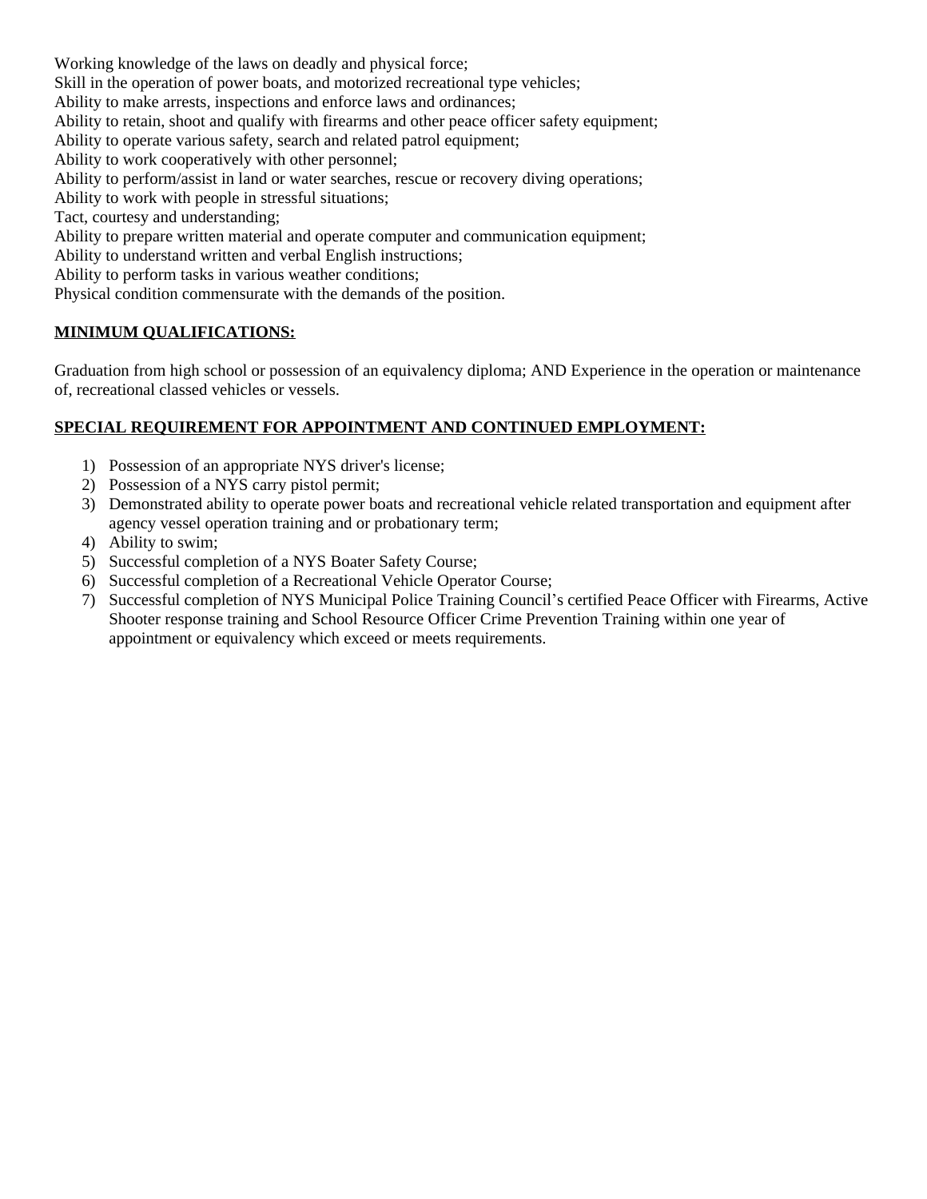Working knowledge of the laws on deadly and physical force;
Skill in the operation of power boats, and motorized recreational type vehicles;
Ability to make arrests, inspections and enforce laws and ordinances;
Ability to retain, shoot and qualify with firearms and other peace officer safety equipment;
Ability to operate various safety, search and related patrol equipment;
Ability to work cooperatively with other personnel;
Ability to perform/assist in land or water searches, rescue or recovery diving operations;
Ability to work with people in stressful situations;
Tact, courtesy and understanding;
Ability to prepare written material and operate computer and communication equipment;
Ability to understand written and verbal English instructions;
Ability to perform tasks in various weather conditions;
Physical condition commensurate with the demands of the position.

**MINIMUM QUALIFICATIONS:**

Graduation from high school or possession of an equivalency diploma; AND Experience in the operation or maintenance of, recreational classed vehicles or vessels.

**SPECIAL REQUIREMENT FOR APPOINTMENT AND CONTINUED EMPLOYMENT:**

1) Possession of an appropriate NYS driver's license;
2) Possession of a NYS carry pistol permit;
3) Demonstrated ability to operate power boats and recreational vehicle related transportation and equipment after agency vessel operation training and or probationary term;
4) Ability to swim;
5) Successful completion of a NYS Boater Safety Course;
6) Successful completion of a Recreational Vehicle Operator Course;
7) Successful completion of NYS Municipal Police Training Council's certified Peace Officer with Firearms, Active Shooter response training and School Resource Officer Crime Prevention Training within one year of appointment or equivalency which exceed or meets requirements.